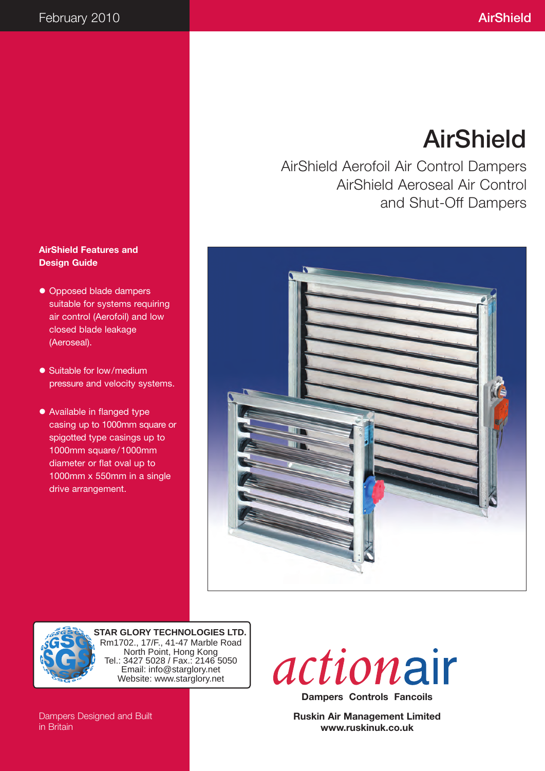February 2010

# AirShield

## AirShield Aerofoil Air Control Dampers
## AirShield Aeroseal Air Control and Shut-Off Dampers

**AirShield Features and Design Guide**

- Opposed blade dampers suitable for systems requiring air control (Aerofoil) and low closed blade leakage (Aeroseal).
- Suitable for low/medium pressure and velocity systems.
- Available in flanged type casing up to 1000mm square or spigotted type casings up to 1000mm square/1000mm diameter or flat oval up to 1000mm x 550mm in a single drive arrangement.

**STAR GLORY TECHNOLOGIES LTD.**
Rm1702., 17/F., 41-47 Marble Road
North Point, Hong Kong
Tel.: 3427 5028 / Fax.: 2146 5050
Email: info@starglory.net
Website: www.starglory.net

actionair

**Dampers Controls Fancoils**

Dampers Designed and Built in Britain

**Ruskin Air Management Limited**
**www.ruskinuk.co.uk**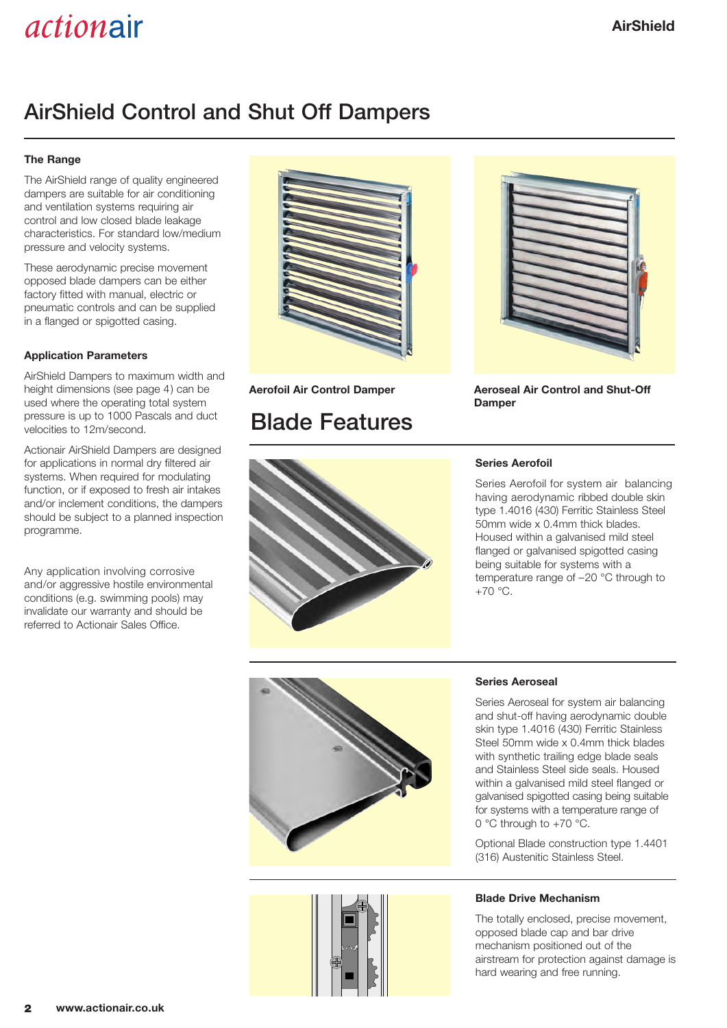# AirShield Control and Shut Off Dampers

### The Range

The AirShield range of quality engineered dampers are suitable for air conditioning and ventilation systems requiring air control and low closed blade leakage characteristics. For standard low/medium pressure and velocity systems.

These aerodynamic precise movement opposed blade dampers can be either factory fitted with manual, electric or pneumatic controls and can be supplied in a flanged or spigotted casing.

### Application Parameters

AirShield Dampers to maximum width and height dimensions (see page 4) can be used where the operating total system pressure is up to 1000 Pascals and duct velocities to 12m/second.

Actionair AirShield Dampers are designed for applications in normal dry filtered air systems. When required for modulating function, or if exposed to fresh air intakes and/or inclement conditions, the dampers should be subject to a planned inspection programme.

Any application involving corrosive and/or aggressive hostile environmental conditions (e.g. swimming pools) may invalidate our warranty and should be referred to Actionair Sales Office.

**Aerofoil Air Control Damper**

**Aeroseal Air Control and Shut-Off Damper**

## Blade Features

### Series Aerofoil

Series Aerofoil for system air balancing having aerodynamic ribbed double skin type 1.4016 (430) Ferritic Stainless Steel 50mm wide x 0.4mm thick blades. Housed within a galvanised mild steel flanged or galvanised spigotted casing being suitable for systems with a temperature range of –20 °C through to +70 °C.

### Series Aeroseal

Series Aeroseal for system air balancing and shut-off having aerodynamic double skin type 1.4016 (430) Ferritic Stainless Steel 50mm wide x 0.4mm thick blades with synthetic trailing edge blade seals and Stainless Steel side seals. Housed within a galvanised mild steel flanged or galvanised spigotted casing being suitable for systems with a temperature range of 0 °C through to +70 °C.

Optional Blade construction type 1.4401 (316) Austenitic Stainless Steel.

### Blade Drive Mechanism

The totally enclosed, precise movement, opposed blade cap and bar drive mechanism positioned out of the airstream for protection against damage is hard wearing and free running.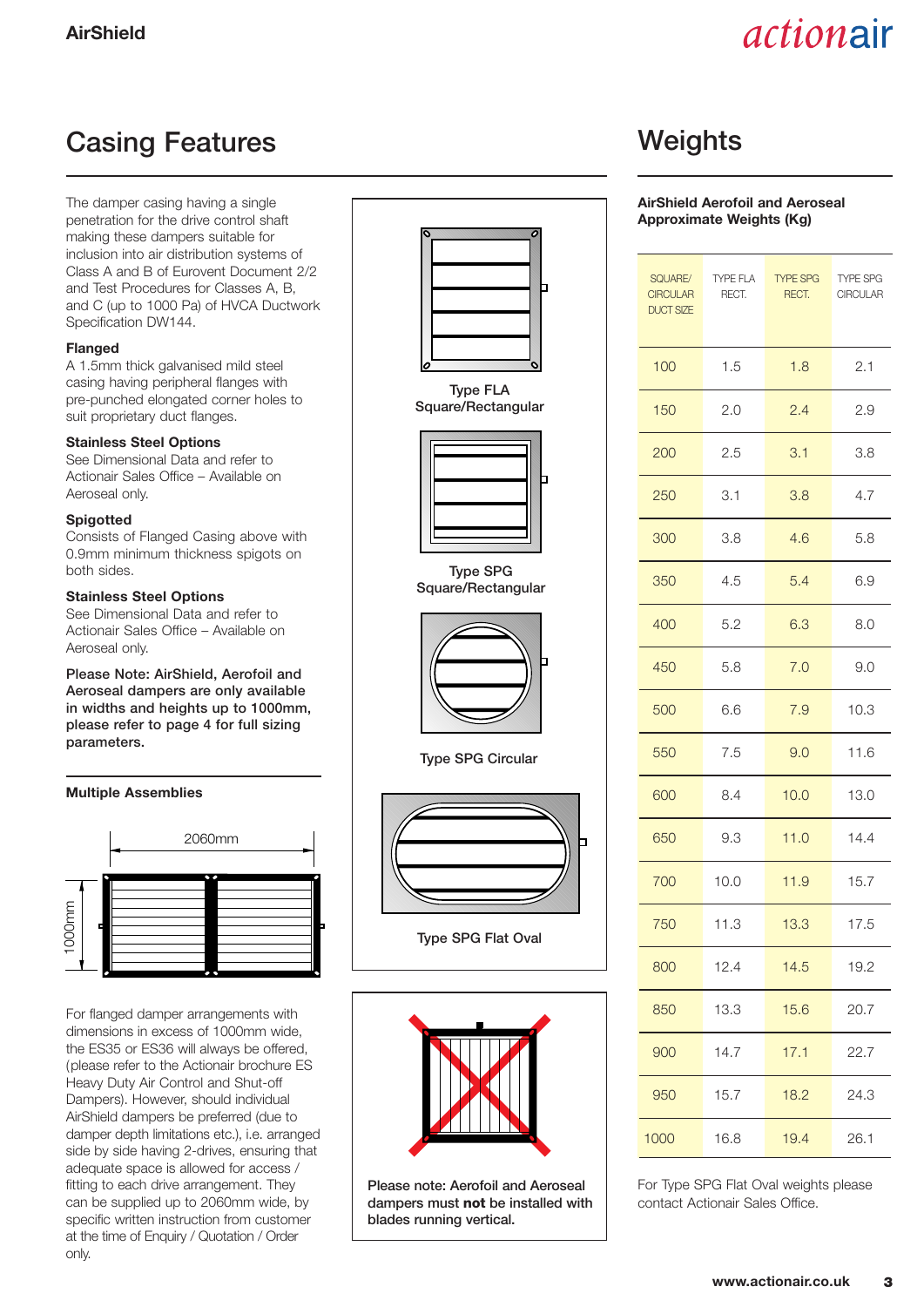# Casing Features

The damper casing having a single penetration for the drive control shaft making these dampers suitable for inclusion into air distribution systems of Class A and B of Eurovent Document 2/2 and Test Procedures for Classes A, B, and C (up to 1000 Pa) of HVCA Ductwork Specification DW144.

**Flanged**
A 1.5mm thick galvanised mild steel casing having peripheral flanges with pre-punched elongated corner holes to suit proprietary duct flanges.

**Stainless Steel Options**
See Dimensional Data and refer to Actionair Sales Office – Available on Aeroseal only.

**Spigotted**
Consists of Flanged Casing above with 0.9mm minimum thickness spigots on both sides.

**Stainless Steel Options**
See Dimensional Data and refer to Actionair Sales Office – Available on Aeroseal only.

**Please Note: AirShield, Aerofoil and Aeroseal dampers are only available in widths and heights up to 1000mm, please refer to page 4 for full sizing parameters.**

Type FLA Square/Rectangular

Type SPG Square/Rectangular

Type SPG Circular

Type SPG Flat Oval

### Multiple Assemblies

2060mm

1000mm

For flanged damper arrangements with dimensions in excess of 1000mm wide, the ES35 or ES36 will always be offered, (please refer to the Actionair brochure ES Heavy Duty Air Control and Shut-off Dampers). However, should individual AirShield dampers be preferred (due to damper depth limitations etc.), i.e. arranged side by side having 2-drives, ensuring that adequate space is allowed for access / fitting to each drive arrangement. They can be supplied up to 2060mm wide, by specific written instruction from customer at the time of Enquiry / Quotation / Order only.

**Please note: Aerofoil and Aeroseal dampers must not be installed with blades running vertical.**

# Weights

**AirShield Aerofoil and Aeroseal Approximate Weights (Kg)**

| SQUARE/ CIRCULAR DUCT SIZE | TYPE FLA RECT. | TYPE SPG RECT. | TYPE SPG CIRCULAR |
|---|---|---|---|
| 100 | 1.5 | 1.8 | 2.1 |
| 150 | 2.0 | 2.4 | 2.9 |
| 200 | 2.5 | 3.1 | 3.8 |
| 250 | 3.1 | 3.8 | 4.7 |
| 300 | 3.8 | 4.6 | 5.8 |
| 350 | 4.5 | 5.4 | 6.9 |
| 400 | 5.2 | 6.3 | 8.0 |
| 450 | 5.8 | 7.0 | 9.0 |
| 500 | 6.6 | 7.9 | 10.3 |
| 550 | 7.5 | 9.0 | 11.6 |
| 600 | 8.4 | 10.0 | 13.0 |
| 650 | 9.3 | 11.0 | 14.4 |
| 700 | 10.0 | 11.9 | 15.7 |
| 750 | 11.3 | 13.3 | 17.5 |
| 800 | 12.4 | 14.5 | 19.2 |
| 850 | 13.3 | 15.6 | 20.7 |
| 900 | 14.7 | 17.1 | 22.7 |
| 950 | 15.7 | 18.2 | 24.3 |
| 1000 | 16.8 | 19.4 | 26.1 |

For Type SPG Flat Oval weights please contact Actionair Sales Office.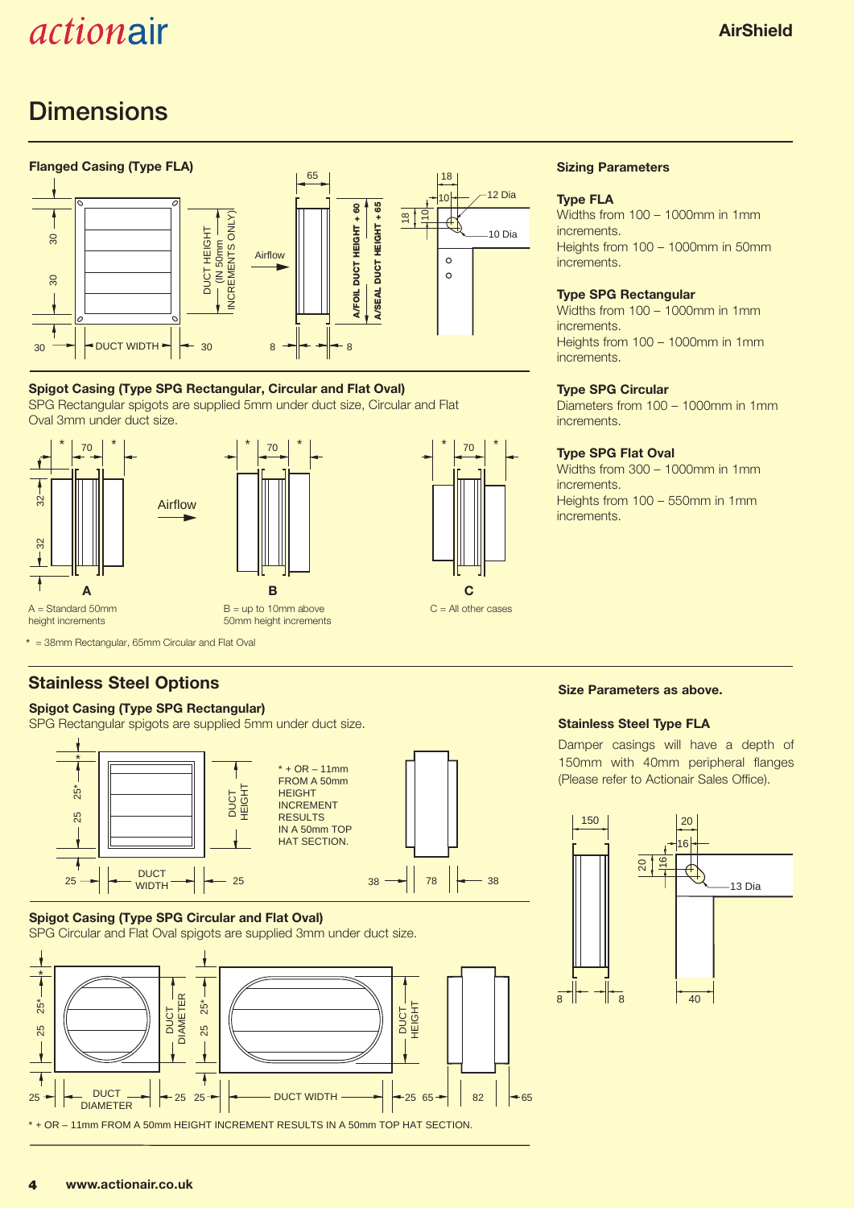# Dimensions

### Flanged Casing (Type FLA)

30 | 30 | 30 | DUCT WIDTH | 30 | DUCT HEIGHT (IN 50mm INCREMENTS ONLY) | Airflow | 65 | 8 | 8 | A/FOIL DUCT HEIGHT + 60 | A/SEAL DUCT HEIGHT + 65 | 18 | 10 | 18 | 10 | 12 Dia | 10 Dia

### Spigot Casing (Type SPG Rectangular, Circular and Flat Oval)

SPG Rectangular spigots are supplied 5mm under duct size, Circular and Flat Oval 3mm under duct size.

\* | 70 | \* | 32 | 32 | Airflow

**A** A = Standard 50mm height increments

**B** B = up to 10mm above 50mm height increments

**C** C = All other cases

\* = 38mm Rectangular, 65mm Circular and Flat Oval

### Sizing Parameters

**Type FLA**
Widths from 100 – 1000mm in 1mm increments.
Heights from 100 – 1000mm in 50mm increments.

**Type SPG Rectangular**
Widths from 100 – 1000mm in 1mm increments.
Heights from 100 – 1000mm in 1mm increments.

**Type SPG Circular**
Diameters from 100 – 1000mm in 1mm increments.

**Type SPG Flat Oval**
Widths from 300 – 1000mm in 1mm increments.
Heights from 100 – 550mm in 1mm increments.

## Stainless Steel Options

### Spigot Casing (Type SPG Rectangular)

SPG Rectangular spigots are supplied 5mm under duct size.

\* | 25\* | 25 | 25 | DUCT WIDTH | 25 | DUCT HEIGHT | 38 | 78 | 38

\* + OR – 11mm FROM A 50mm HEIGHT INCREMENT RESULTS IN A 50mm TOP HAT SECTION.

### Spigot Casing (Type SPG Circular and Flat Oval)

SPG Circular and Flat Oval spigots are supplied 3mm under duct size.

\* | 25\* | 25 | 25 | DUCT DIAMETER | 25 | 25\* | 25 | 25 | DUCT WIDTH | 25 | DUCT HEIGHT | 65 | 82 | 65

\* + OR – 11mm FROM A 50mm HEIGHT INCREMENT RESULTS IN A 50mm TOP HAT SECTION.

**Size Parameters as above.**

**Stainless Steel Type FLA**

Damper casings will have a depth of 150mm with 40mm peripheral flanges (Please refer to Actionair Sales Office).

150 | 8 | 8 | 20 | 16 | 20 | 16 | 13 Dia | 40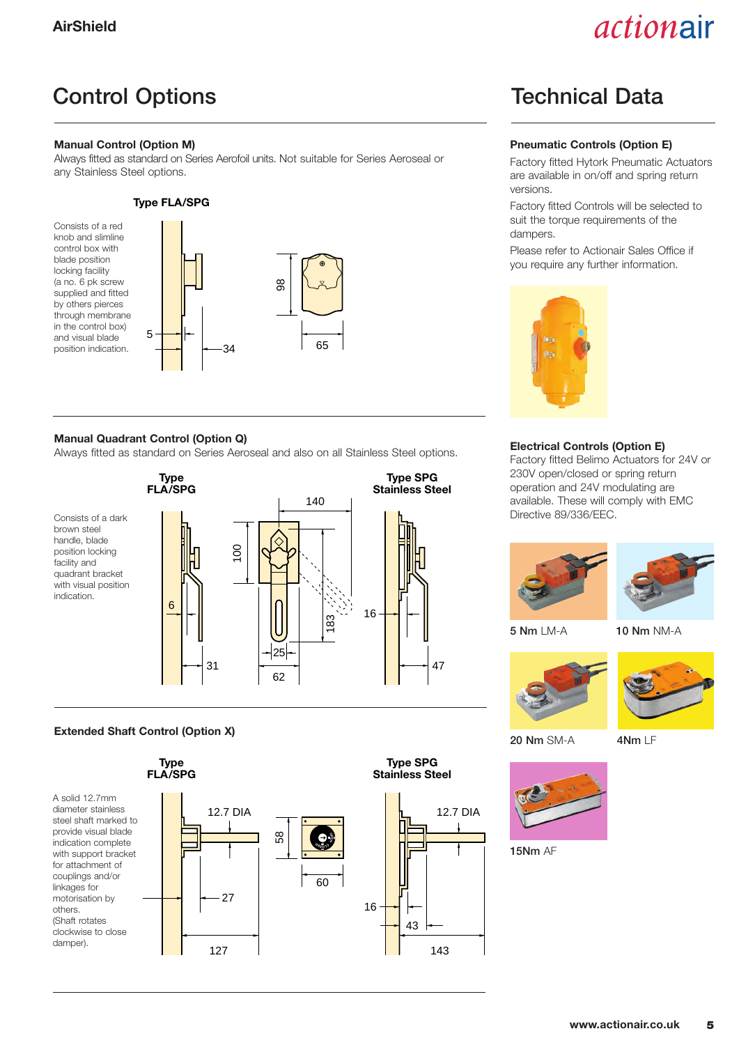# Control Options

## Manual Control (Option M)

Always fitted as standard on Series Aerofoil units. Not suitable for Series Aeroseal or any Stainless Steel options.

**Type FLA/SPG**

Consists of a red knob and slimline control box with blade position locking facility (a no. 6 pk screw supplied and fitted by others pierces through membrane in the control box) and visual blade position indication.

5 | 34 | 98 | 65

## Manual Quadrant Control (Option Q)

Always fitted as standard on Series Aeroseal and also on all Stainless Steel options.

**Type FLA/SPG** | **Type SPG Stainless Steel**

Consists of a dark brown steel handle, blade position locking facility and quadrant bracket with visual position indication.

6 | 31 | 140 | 100 | 183 | 25 | 62 | 16 | 47

## Extended Shaft Control (Option X)

**Type FLA/SPG** | **Type SPG Stainless Steel**

A solid 12.7mm diameter stainless steel shaft marked to provide visual blade indication complete with support bracket for attachment of couplings and/or linkages for motorisation by others. (Shaft rotates clockwise to close damper).

12.7 DIA | 27 | 127 | 58 | 60 | 12.7 DIA | 16 | 43 | 143

# Technical Data

## Pneumatic Controls (Option E)

Factory fitted Hytork Pneumatic Actuators are available in on/off and spring return versions.

Factory fitted Controls will be selected to suit the torque requirements of the dampers.

Please refer to Actionair Sales Office if you require any further information.

## Electrical Controls (Option E)

Factory fitted Belimo Actuators for 24V or 230V open/closed or spring return operation and 24V modulating are available. These will comply with EMC Directive 89/336/EEC.

**5 Nm** LM-A

**10 Nm** NM-A

**20 Nm** SM-A

4Nm LF

15Nm AF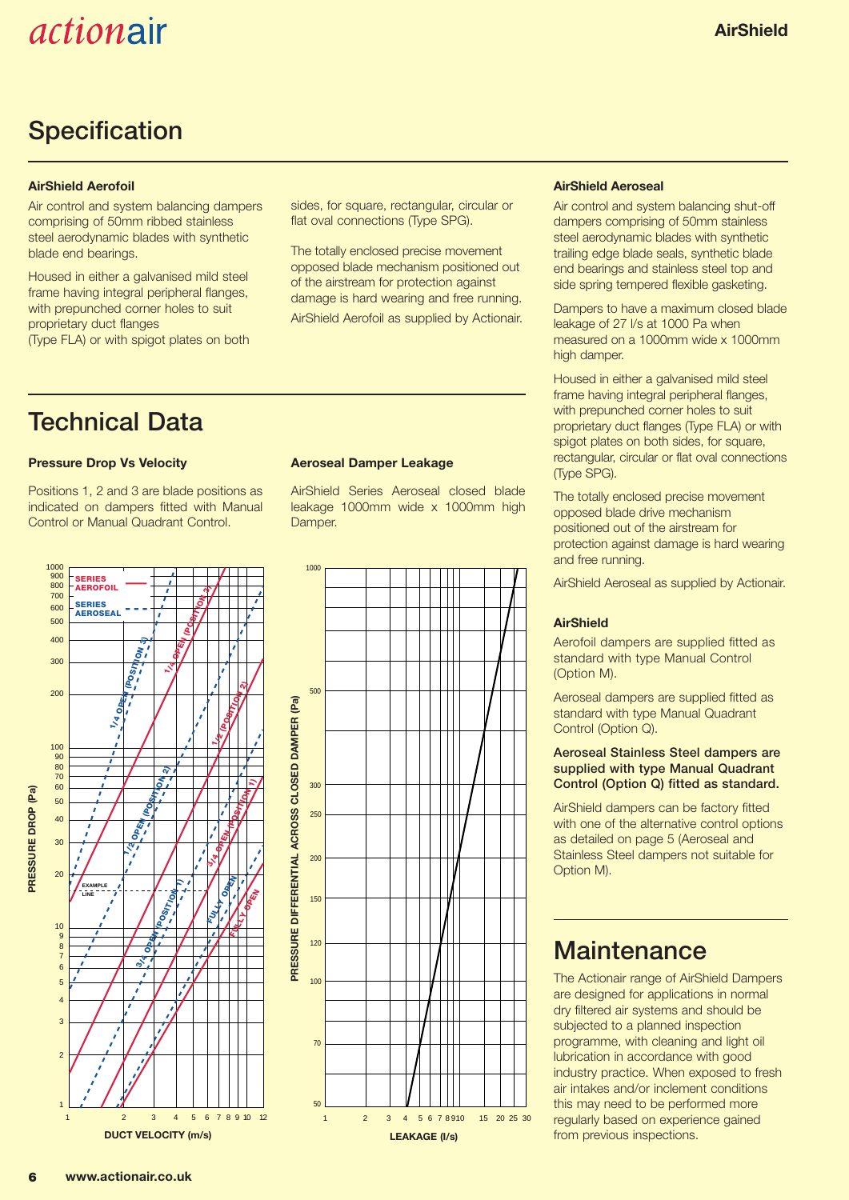## Specification

### AirShield Aerofoil

Air control and system balancing dampers comprising of 50mm ribbed stainless steel aerodynamic blades with synthetic blade end bearings.

Housed in either a galvanised mild steel frame having integral peripheral flanges, with prepunched corner holes to suit proprietary duct flanges (Type FLA) or with spigot plates on both sides, for square, rectangular, circular or flat oval connections (Type SPG).

The totally enclosed precise movement opposed blade mechanism positioned out of the airstream for protection against damage is hard wearing and free running.

AirShield Aerofoil as supplied by Actionair.

### AirShield Aeroseal

Air control and system balancing shut-off dampers comprising of 50mm stainless steel aerodynamic blades with synthetic trailing edge blade seals, synthetic blade end bearings and stainless steel top and side spring tempered flexible gasketing.

Dampers to have a maximum closed blade leakage of 27 l/s at 1000 Pa when measured on a 1000mm wide x 1000mm high damper.

Housed in either a galvanised mild steel frame having integral peripheral flanges, with prepunched corner holes to suit proprietary duct flanges (Type FLA) or with spigot plates on both sides, for square, rectangular, circular or flat oval connections (Type SPG).

The totally enclosed precise movement opposed blade drive mechanism positioned out of the airstream for protection against damage is hard wearing and free running.

AirShield Aeroseal as supplied by Actionair.

### AirShield

Aerofoil dampers are supplied fitted as standard with type Manual Control (Option M).

Aeroseal dampers are supplied fitted as standard with type Manual Quadrant Control (Option Q).

**Aeroseal Stainless Steel dampers are supplied with type Manual Quadrant Control (Option Q) fitted as standard.**

AirShield dampers can be factory fitted with one of the alternative control options as detailed on page 5 (Aeroseal and Stainless Steel dampers not suitable for Option M).

## Technical Data

### Pressure Drop Vs Velocity

Positions 1, 2 and 3 are blade positions as indicated on dampers fitted with Manual Control or Manual Quadrant Control.

### Aeroseal Damper Leakage

AirShield Series Aeroseal closed blade leakage 1000mm wide x 1000mm high Damper.

## Maintenance

The Actionair range of AirShield Dampers are designed for applications in normal dry filtered air systems and should be subjected to a planned inspection programme, with cleaning and light oil lubrication in accordance with good industry practice. When exposed to fresh air intakes and/or inclement conditions this may need to be performed more regularly based on experience gained from previous inspections.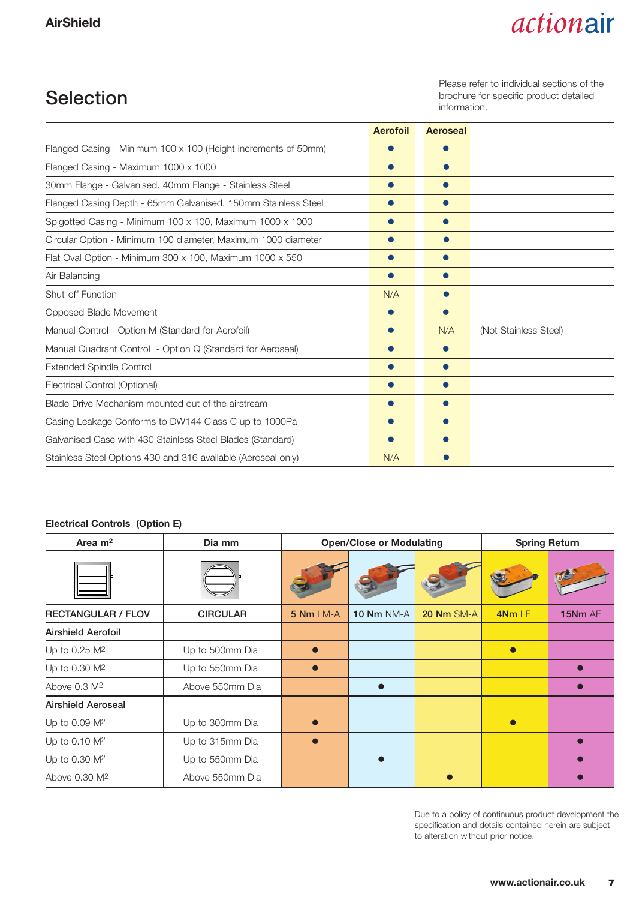## Selection

Please refer to individual sections of the brochure for specific product detailed information.

| | Aerofoil | Aeroseal | |
|---|---|---|---|
| Flanged Casing - Minimum 100 x 100 (Height increments of 50mm) | ● | ● | |
| Flanged Casing - Maximum 1000 x 1000 | ● | ● | |
| 30mm Flange - Galvanised. 40mm Flange - Stainless Steel | ● | ● | |
| Flanged Casing Depth - 65mm Galvanised. 150mm Stainless Steel | ● | ● | |
| Spigotted Casing - Minimum 100 x 100, Maximum 1000 x 1000 | ● | ● | |
| Circular Option - Minimum 100 diameter, Maximum 1000 diameter | ● | ● | |
| Flat Oval Option - Minimum 300 x 100, Maximum 1000 x 550 | ● | ● | |
| Air Balancing | ● | ● | |
| Shut-off Function | N/A | ● | |
| Opposed Blade Movement | ● | ● | |
| Manual Control - Option M (Standard for Aerofoil) | ● | N/A | (Not Stainless Steel) |
| Manual Quadrant Control - Option Q (Standard for Aeroseal) | ● | ● | |
| Extended Spindle Control | ● | ● | |
| Electrical Control (Optional) | ● | ● | |
| Blade Drive Mechanism mounted out of the airstream | ● | ● | |
| Casing Leakage Conforms to DW144 Class C up to 1000Pa | ● | ● | |
| Galvanised Case with 430 Stainless Steel Blades (Standard) | ● | ● | |
| Stainless Steel Options 430 and 316 available (Aeroseal only) | N/A | ● | |

**Electrical Controls (Option E)**

| Area $m^2$ | Dia mm | Open/Close or Modulating | | | Spring Return | |
|---|---|---|---|---|---|---|
| RECTANGULAR / FLOV | CIRCULAR | **5 Nm** LM-A | **10 Nm** NM-A | **20 Nm** SM-A | **4Nm** LF | **15Nm** AF |
| **Airshield Aerofoil** | | | | | | |
| Up to 0.25 $M^2$ | Up to 500mm Dia | ● | | | ● | |
| Up to 0.30 $M^2$ | Up to 550mm Dia | ● | | | | ● |
| Above 0.3 $M^2$ | Above 550mm Dia | | ● | | | ● |
| **Airshield Aeroseal** | | | | | | |
| Up to 0.09 $M^2$ | Up to 300mm Dia | ● | | | ● | |
| Up to 0.10 $M^2$ | Up to 315mm Dia | ● | | | | ● |
| Up to 0.30 $M^2$ | Up to 550mm Dia | | ● | | | ● |
| Above 0.30 $M^2$ | Above 550mm Dia | | | ● | | ● |

Due to a policy of continuous product development the specification and details contained herein are subject to alteration without prior notice.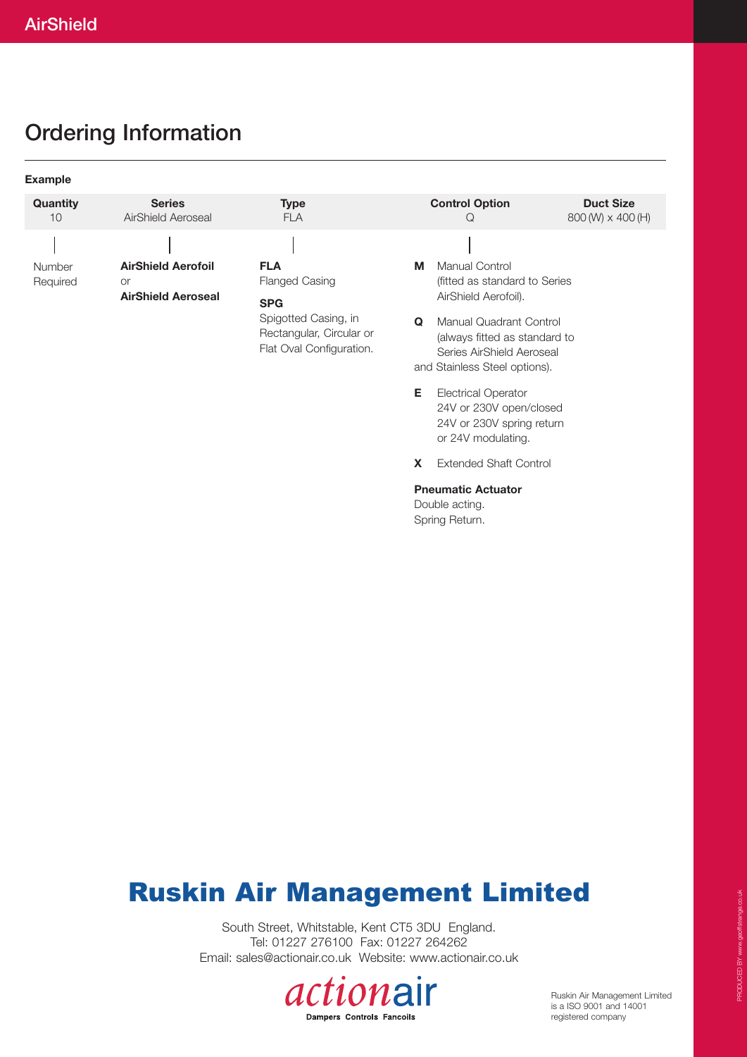## Ordering Information

**Example**

| Quantity | Series | Type | Control Option | Duct Size |
|---|---|---|---|---|
| 10 | AirShield Aeroseal | FLA | Q | 800 (W) x 400 (H) |

**Quantity**

Number Required

**Series**

**AirShield Aerofoil**
or
**AirShield Aeroseal**

**Type**

**FLA**
Flanged Casing

**SPG**
Spigotted Casing, in Rectangular, Circular or Flat Oval Configuration.

**Control Option**

**M** Manual Control (fitted as standard to Series AirShield Aerofoil).

**Q** Manual Quadrant Control (always fitted as standard to Series AirShield Aeroseal and Stainless Steel options).

**E** Electrical Operator 24V or 230V open/closed 24V or 230V spring return or 24V modulating.

**X** Extended Shaft Control

**Pneumatic Actuator**
Double acting.
Spring Return.

# Ruskin Air Management Limited

South Street, Whitstable, Kent CT5 3DU England.
Tel: 01227 276100 Fax: 01227 264262
Email: sales@actionair.co.uk Website: www.actionair.co.uk

actionair
Dampers Controls Fancoils

Ruskin Air Management Limited is a ISO 9001 and 14001 registered company